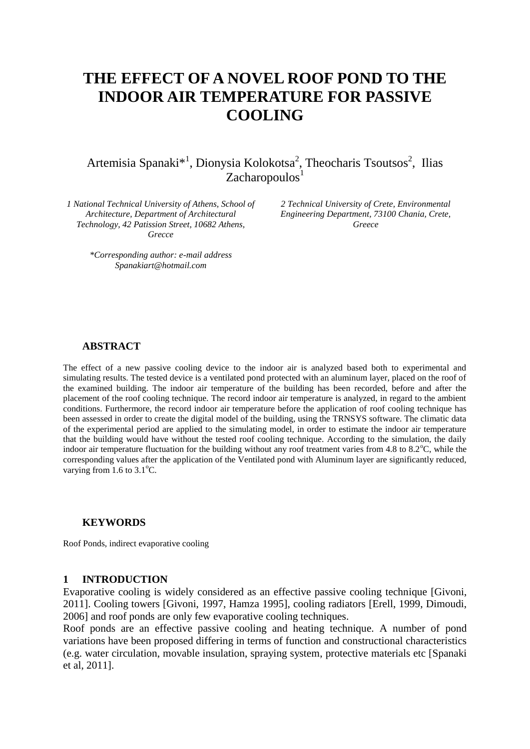# THE EFFECT OF A NOVEL ROOF POND TO THE INDOOR AIR TEMPERATURE FOR PASSIVE COOLING

Artemisia Spanaki*[1], Dionysia Kolokotsa[2], Theocharis Tsoutsos[2], Ilias Zacharopoulos[1]

*1 National Technical University of Athens, School of Architecture, Department of Architectural Technology, 42 Patission Street, 10682 Athens, Grecce*

*2 Technical University of Crete, Environmental Engineering Department, 73100 Chania, Crete, Greece*

*\*Corresponding author: e-mail address Spanakiart@hotmail.com*

## ABSTRACT

The effect of a new passive cooling device to the indoor air is analyzed based both to experimental and simulating results. The tested device is a ventilated pond protected with an aluminum layer, placed on the roof of the examined building. The indoor air temperature of the building has been recorded, before and after the placement of the roof cooling technique. The record indoor air temperature is analyzed, in regard to the ambient conditions. Furthermore, the record indoor air temperature before the application of roof cooling technique has been assessed in order to create the digital model of the building, using the TRNSYS software. The climatic data of the experimental period are applied to the simulating model, in order to estimate the indoor air temperature that the building would have without the tested roof cooling technique. According to the simulation, the daily indoor air temperature fluctuation for the building without any roof treatment varies from 4.8 to 8.2°C, while the corresponding values after the application of the Ventilated pond with Aluminum layer are significantly reduced, varying from 1.6 to 3.1°C.

## KEYWORDS

Roof Ponds, indirect evaporative cooling

## 1 INTRODUCTION

Evaporative cooling is widely considered as an effective passive cooling technique [Givoni, 2011]. Cooling towers [Givoni, 1997, Hamza 1995], cooling radiators [Erell, 1999, Dimoudi, 2006] and roof ponds are only few evaporative cooling techniques.

Roof ponds are an effective passive cooling and heating technique. A number of pond variations have been proposed differing in terms of function and constructional characteristics (e.g. water circulation, movable insulation, spraying system, protective materials etc [Spanaki et al, 2011].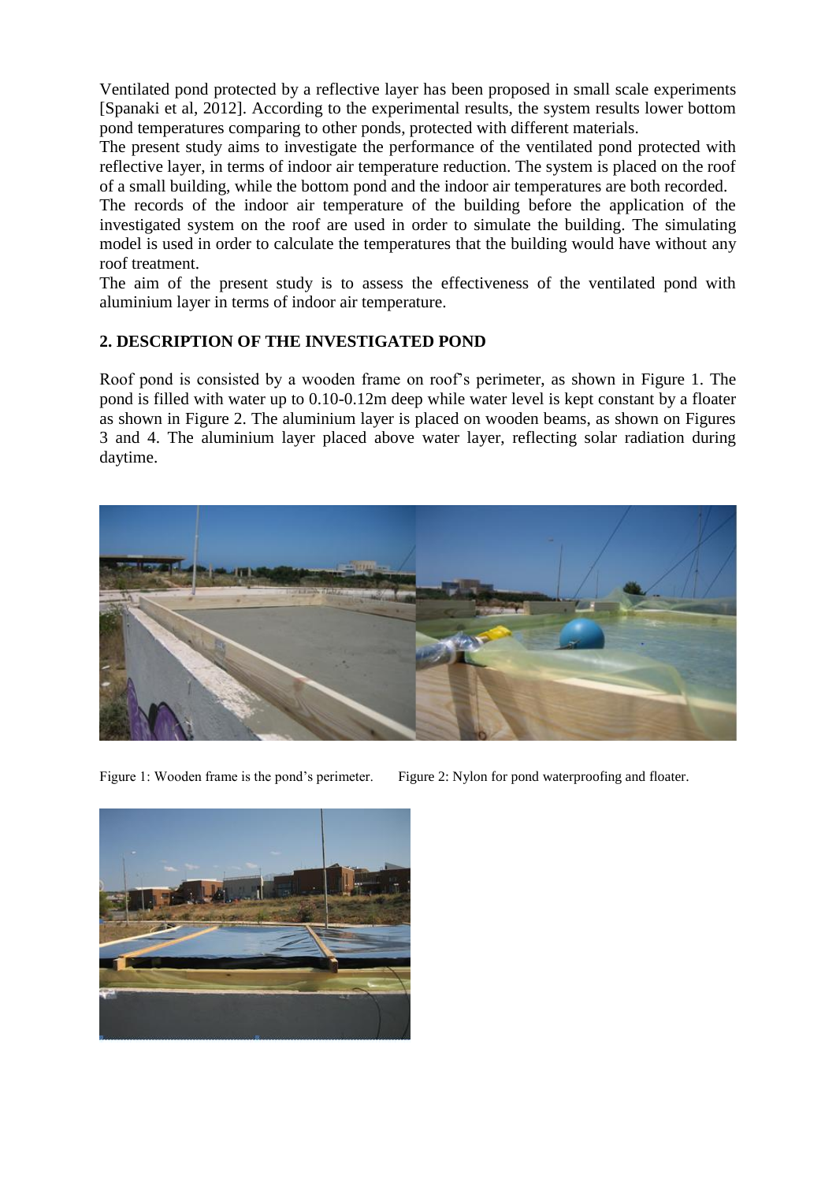Ventilated pond protected by a reflective layer has been proposed in small scale experiments [Spanaki et al, 2012]. According to the experimental results, the system results lower bottom pond temperatures comparing to other ponds, protected with different materials.
The present study aims to investigate the performance of the ventilated pond protected with reflective layer, in terms of indoor air temperature reduction. The system is placed on the roof of a small building, while the bottom pond and the indoor air temperatures are both recorded.
The records of the indoor air temperature of the building before the application of the investigated system on the roof are used in order to simulate the building. The simulating model is used in order to calculate the temperatures that the building would have without any roof treatment.
The aim of the present study is to assess the effectiveness of the ventilated pond with aluminium layer in terms of indoor air temperature.

## 2. DESCRIPTION OF THE INVESTIGATED POND

Roof pond is consisted by a wooden frame on roof's perimeter, as shown in Figure 1. The pond is filled with water up to 0.10-0.12m deep while water level is kept constant by a floater as shown in Figure 2. The aluminium layer is placed on wooden beams, as shown on Figures 3 and 4. The aluminium layer placed above water layer, reflecting solar radiation during daytime.

Figure 1: Wooden frame is the pond's perimeter.

Figure 2: Nylon for pond waterproofing and floater.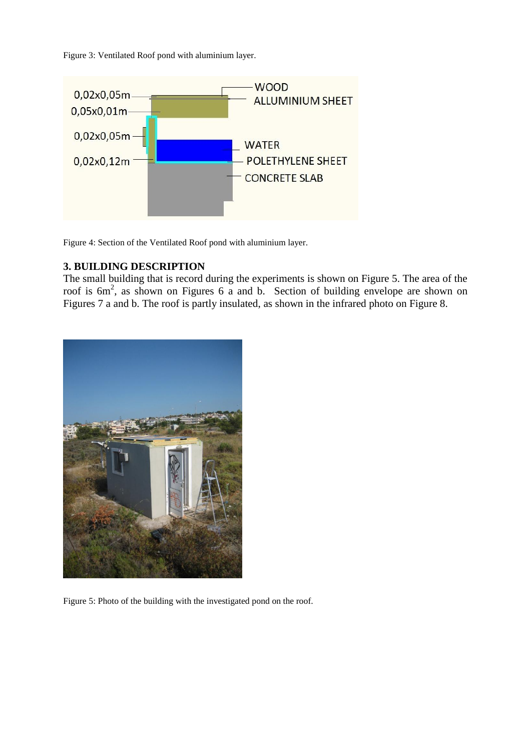Figure 3: Ventilated Roof pond with aluminium layer.

Figure 4: Section of the Ventilated Roof pond with aluminium layer.

### 3. BUILDING DESCRIPTION

The small building that is record during the experiments is shown on Figure 5. The area of the roof is $6m^2$, as shown on Figures 6 a and b. Section of building envelope are shown on Figures 7 a and b. The roof is partly insulated, as shown in the infrared photo on Figure 8.

Figure 5: Photo of the building with the investigated pond on the roof.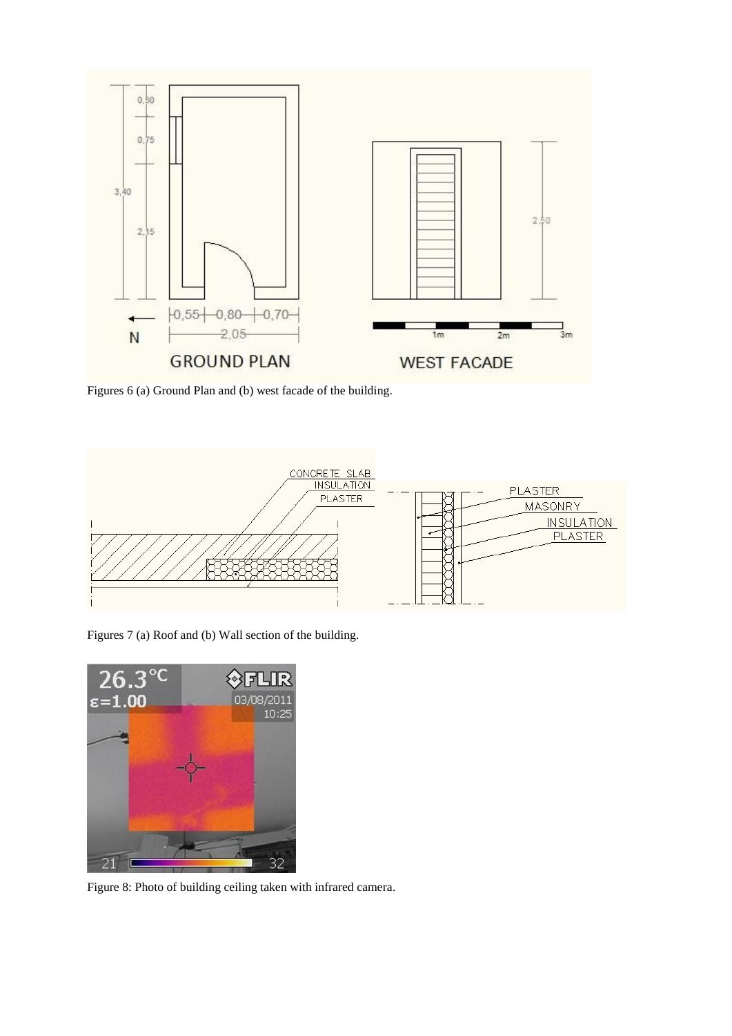Figures 6 (a) Ground Plan and (b) west facade of the building.

Figures 7 (a) Roof and (b) Wall section of the building.

Figure 8: Photo of building ceiling taken with infrared camera.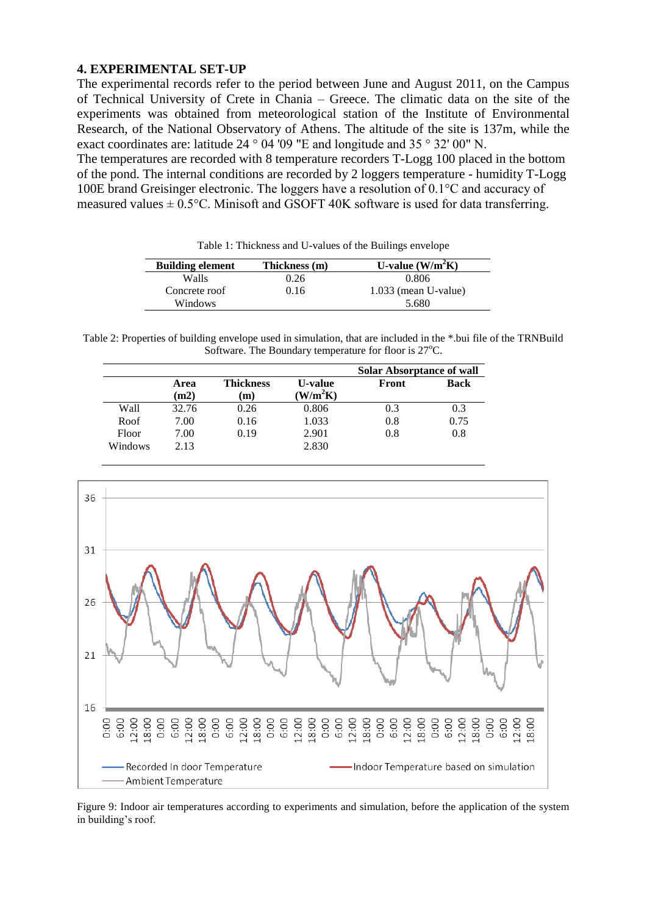## 4. EXPERIMENTAL SET-UP

The experimental records refer to the period between June and August 2011, on the Campus of Technical University of Crete in Chania – Greece. The climatic data on the site of the experiments was obtained from meteorological station of the Institute of Environmental Research, of the National Observatory of Athens. The altitude of the site is 137m, while the exact coordinates are: latitude 24 ° 04 '09 "E and longitude and 35 ° 32' 00" N.

The temperatures are recorded with 8 temperature recorders T-Logg 100 placed in the bottom of the pond. The internal conditions are recorded by 2 loggers temperature - humidity T-Logg 100E brand Greisinger electronic. The loggers have a resolution of 0.1°C and accuracy of measured values ± 0.5°C. Minisoft and GSOFT 40K software is used for data transferring.

Table 1: Thickness and U-values of the Builings envelope

| Building element | Thickness (m) | U-value ($W/m^2K$) |
|---|---|---|
| Walls | 0.26 | 0.806 |
| Concrete roof | 0.16 | 1.033 (mean U-value) |
| Windows | | 5.680 |

Table 2: Properties of building envelope used in simulation, that are included in the *.bui file of the TRNBuild Software. The Boundary temperature for floor is 27°C.

| | Area (m2) | Thickness (m) | U-value ($W/m^2K$) | Solar Absorptance of wall Front | Solar Absorptance of wall Back |
|---|---|---|---|---|---|
| Wall | 32.76 | 0.26 | 0.806 | 0.3 | 0.3 |
| Roof | 7.00 | 0.16 | 1.033 | 0.8 | 0.75 |
| Floor | 7.00 | 0.19 | 2.901 | 0.8 | 0.8 |
| Windows | 2.13 | | 2.830 | | |

Figure 9: Indoor air temperatures according to experiments and simulation, before the application of the system in building's roof.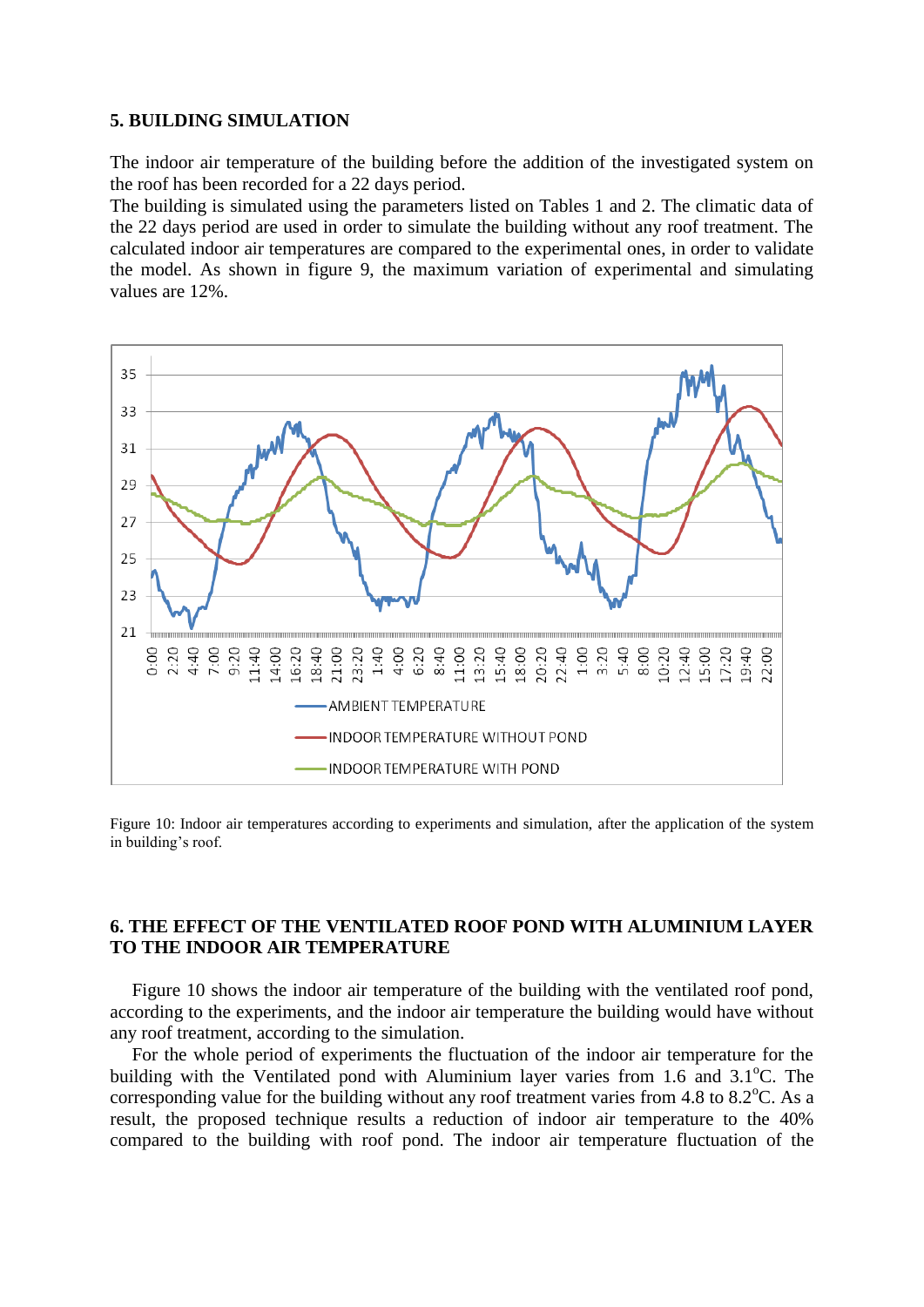## 5. BUILDING SIMULATION

The indoor air temperature of the building before the addition of the investigated system on the roof has been recorded for a 22 days period.

The building is simulated using the parameters listed on Tables 1 and 2. The climatic data of the 22 days period are used in order to simulate the building without any roof treatment. The calculated indoor air temperatures are compared to the experimental ones, in order to validate the model. As shown in figure 9, the maximum variation of experimental and simulating values are 12%.

Figure 10: Indoor air temperatures according to experiments and simulation, after the application of the system in building's roof.

## 6. THE EFFECT OF THE VENTILATED ROOF POND WITH ALUMINIUM LAYER TO THE INDOOR AIR TEMPERATURE

Figure 10 shows the indoor air temperature of the building with the ventilated roof pond, according to the experiments, and the indoor air temperature the building would have without any roof treatment, according to the simulation.

For the whole period of experiments the fluctuation of the indoor air temperature for the building with the Ventilated pond with Aluminium layer varies from 1.6 and 3.1$^{o}$C. The corresponding value for the building without any roof treatment varies from 4.8 to 8.2$^{o}$C. As a result, the proposed technique results a reduction of indoor air temperature to the 40% compared to the building with roof pond. The indoor air temperature fluctuation of the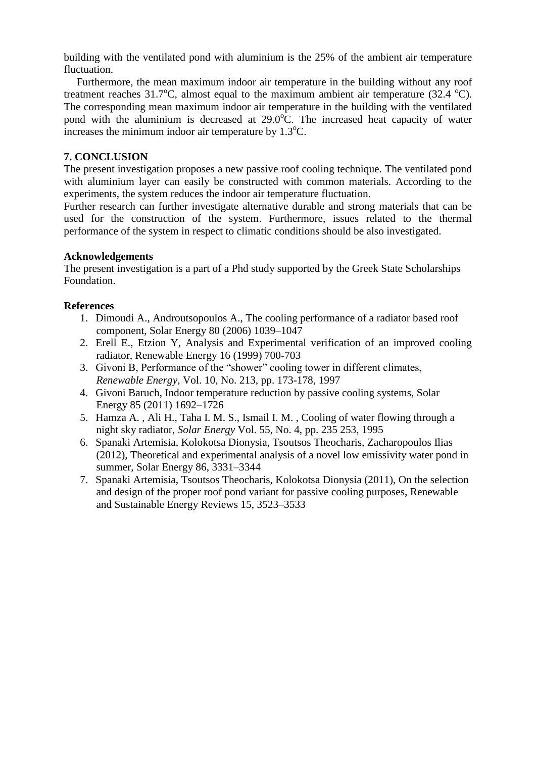building with the ventilated pond with aluminium is the 25% of the ambient air temperature fluctuation.

Furthermore, the mean maximum indoor air temperature in the building without any roof treatment reaches 31.7°C, almost equal to the maximum ambient air temperature (32.4 °C). The corresponding mean maximum indoor air temperature in the building with the ventilated pond with the aluminium is decreased at 29.0°C. The increased heat capacity of water increases the minimum indoor air temperature by 1.3°C.

## 7. CONCLUSION

The present investigation proposes a new passive roof cooling technique. The ventilated pond with aluminium layer can easily be constructed with common materials. According to the experiments, the system reduces the indoor air temperature fluctuation.

Further research can further investigate alternative durable and strong materials that can be used for the construction of the system. Furthermore, issues related to the thermal performance of the system in respect to climatic conditions should be also investigated.

### Acknowledgements

The present investigation is a part of a Phd study supported by the Greek State Scholarships Foundation.

### References

1. Dimoudi A., Androutsopoulos A., The cooling performance of a radiator based roof component, Solar Energy 80 (2006) 1039–1047
2. Erell E., Etzion Y, Analysis and Experimental verification of an improved cooling radiator, Renewable Energy 16 (1999) 700-703
3. Givoni B, Performance of the "shower" cooling tower in different climates, *Renewable Energy*, Vol. 10, No. 213, pp. 173-178, 1997
4. Givoni Baruch, Indoor temperature reduction by passive cooling systems, Solar Energy 85 (2011) 1692–1726
5. Hamza A. , Ali H., Taha I. M. S., Ismail I. M. , Cooling of water flowing through a night sky radiator, *Solar Energy* Vol. 55, No. 4, pp. 235 253, 1995
6. Spanaki Artemisia, Kolokotsa Dionysia, Tsoutsos Theocharis, Zacharopoulos Ilias (2012), Theoretical and experimental analysis of a novel low emissivity water pond in summer, Solar Energy 86, 3331–3344
7. Spanaki Artemisia, Tsoutsos Theocharis, Kolokotsa Dionysia (2011), On the selection and design of the proper roof pond variant for passive cooling purposes, Renewable and Sustainable Energy Reviews 15, 3523–3533